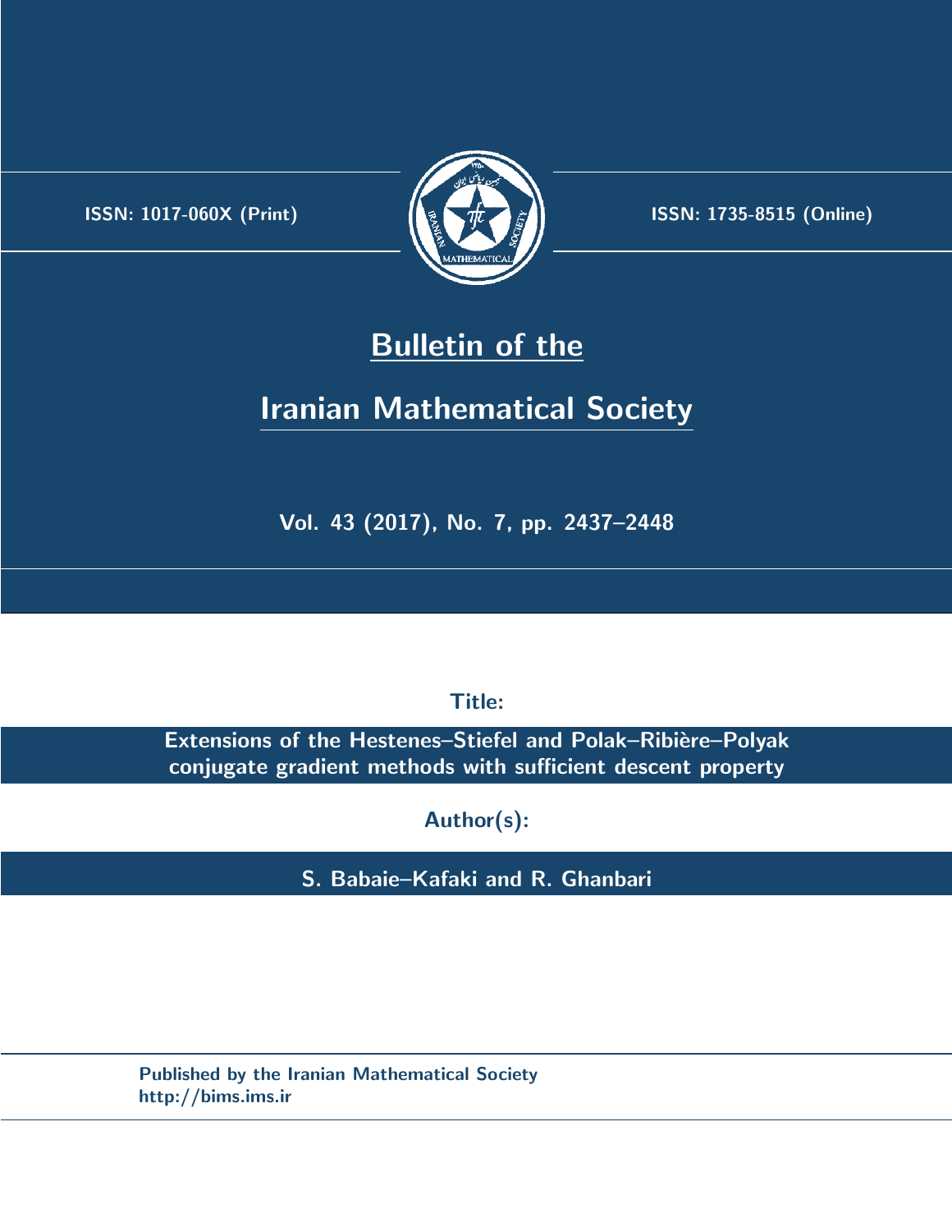ISSN: 1017-060X (Print)

ISSN: 1735-8515 (Online)

# Bulletin of the Iranian Mathematical Society

Vol. 43 (2017), No. 7, pp. 2437–2448

**Title:**

**Extensions of the Hestenes–Stiefel and Polak–Ribière–Polyak conjugate gradient methods with sufficient descent property**

**Author(s):**

**S. Babaie–Kafaki and R. Ghanbari**

Published by the Iranian Mathematical Society
http://bims.ims.ir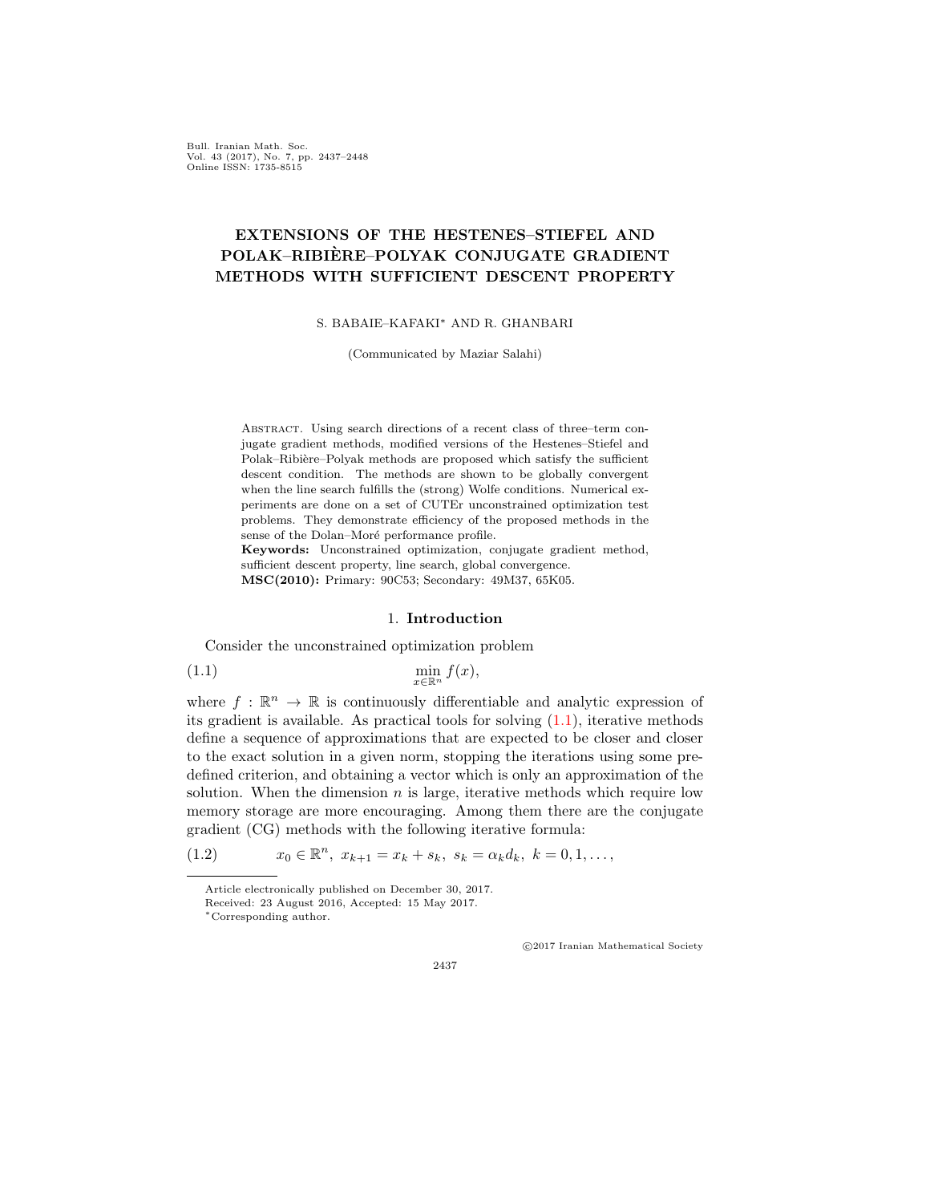# EXTENSIONS OF THE HESTENES–STIEFEL AND POLAK–RIBIÈRE–POLYAK CONJUGATE GRADIENT METHODS WITH SUFFICIENT DESCENT PROPERTY

S. BABAIE–KAFAKI* AND R. GHANBARI

(Communicated by Maziar Salahi)

Abstract. Using search directions of a recent class of three–term conjugate gradient methods, modified versions of the Hestenes–Stiefel and Polak–Ribière–Polyak methods are proposed which satisfy the sufficient descent condition. The methods are shown to be globally convergent when the line search fulfills the (strong) Wolfe conditions. Numerical experiments are done on a set of CUTEr unconstrained optimization test problems. They demonstrate efficiency of the proposed methods in the sense of the Dolan–Moré performance profile.

**Keywords:** Unconstrained optimization, conjugate gradient method, sufficient descent property, line search, global convergence.

**MSC(2010):** Primary: 90C53; Secondary: 49M37, 65K05.

## 1. Introduction

Consider the unconstrained optimization problem

$$\min_{x \in \mathbb{R}^n} f(x), \tag{1.1}$$

where $f : \mathbb{R}^n \to \mathbb{R}$ is continuously differentiable and analytic expression of its gradient is available. As practical tools for solving (1.1), iterative methods define a sequence of approximations that are expected to be closer and closer to the exact solution in a given norm, stopping the iterations using some predefined criterion, and obtaining a vector which is only an approximation of the solution. When the dimension $n$ is large, iterative methods which require low memory storage are more encouraging. Among them there are the conjugate gradient (CG) methods with the following iterative formula:

$$x_0 \in \mathbb{R}^n, \; x_{k+1} = x_k + s_k, \; s_k = \alpha_k d_k, \; k = 0, 1, \ldots, \tag{1.2}$$

---

Article electronically published on December 30, 2017.

Received: 23 August 2016, Accepted: 15 May 2017.

*Corresponding author.

©2017 Iranian Mathematical Society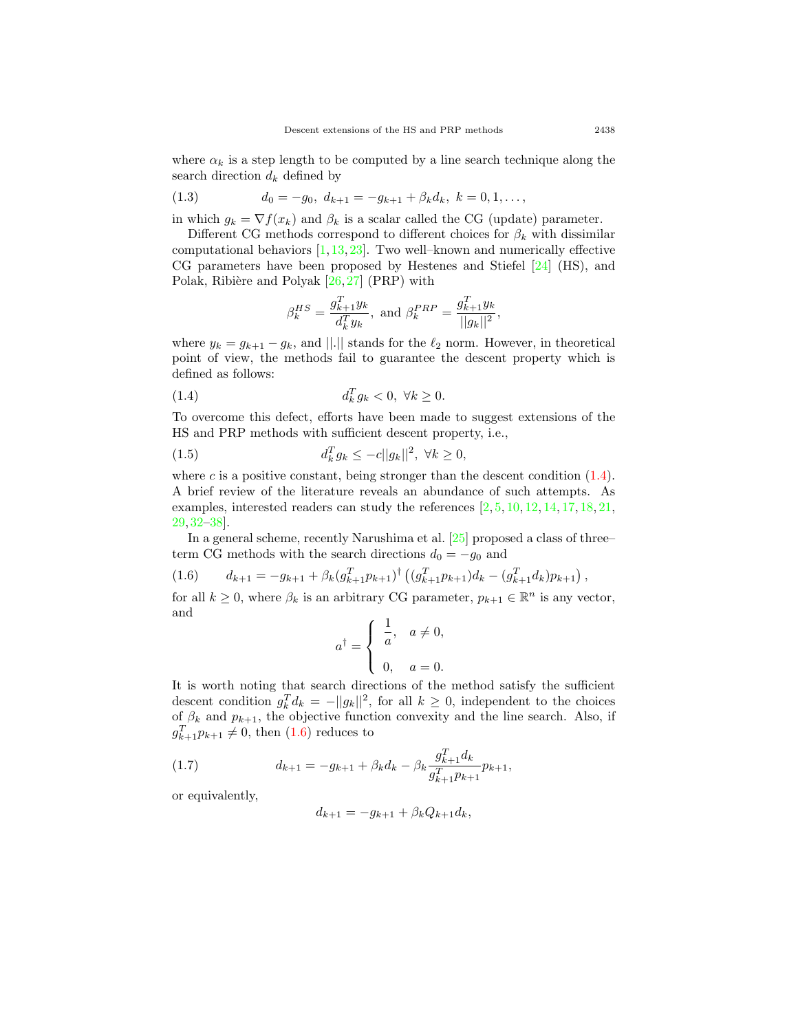where $\alpha_k$ is a step length to be computed by a line search technique along the search direction $d_k$ defined by

$$d_0 = -g_0,\ d_{k+1} = -g_{k+1} + \beta_k d_k,\ k = 0, 1, \dots, \tag{1.3}$$

in which $g_k = \nabla f(x_k)$ and $\beta_k$ is a scalar called the CG (update) parameter.

Different CG methods correspond to different choices for $\beta_k$ with dissimilar computational behaviors [1, 13, 23]. Two well–known and numerically effective CG parameters have been proposed by Hestenes and Stiefel [24] (HS), and Polak, Ribière and Polyak [26, 27] (PRP) with

$$\beta_k^{HS} = \frac{g_{k+1}^T y_k}{d_k^T y_k},\ \text{and}\ \beta_k^{PRP} = \frac{g_{k+1}^T y_k}{||g_k||^2},$$

where $y_k = g_{k+1} - g_k$, and $||.||$ stands for the $\ell_2$ norm. However, in theoretical point of view, the methods fail to guarantee the descent property which is defined as follows:

$$d_k^T g_k < 0,\ \forall k \geq 0. \tag{1.4}$$

To overcome this defect, efforts have been made to suggest extensions of the HS and PRP methods with sufficient descent property, i.e.,

$$d_k^T g_k \leq -c||g_k||^2,\ \forall k \geq 0, \tag{1.5}$$

where $c$ is a positive constant, being stronger than the descent condition (1.4). A brief review of the literature reveals an abundance of such attempts. As examples, interested readers can study the references [2, 5, 10, 12, 14, 17, 18, 21, 29, 32–38].

In a general scheme, recently Narushima et al. [25] proposed a class of three–term CG methods with the search directions $d_0 = -g_0$ and

$$d_{k+1} = -g_{k+1} + \beta_k (g_{k+1}^T p_{k+1})^{\dagger} \left( (g_{k+1}^T p_{k+1}) d_k - (g_{k+1}^T d_k) p_{k+1} \right), \tag{1.6}$$

for all $k \geq 0$, where $\beta_k$ is an arbitrary CG parameter, $p_{k+1} \in \mathbb{R}^n$ is any vector, and

$$a^{\dagger} = \begin{cases} \dfrac{1}{a}, & a \neq 0, \\ \\ 0, & a = 0. \end{cases}$$

It is worth noting that search directions of the method satisfy the sufficient descent condition $g_k^T d_k = -||g_k||^2$, for all $k \geq 0$, independent to the choices of $\beta_k$ and $p_{k+1}$, the objective function convexity and the line search. Also, if $g_{k+1}^T p_{k+1} \neq 0$, then (1.6) reduces to

$$d_{k+1} = -g_{k+1} + \beta_k d_k - \beta_k \frac{g_{k+1}^T d_k}{g_{k+1}^T p_{k+1}} p_{k+1}, \tag{1.7}$$

or equivalently,

$$d_{k+1} = -g_{k+1} + \beta_k Q_{k+1} d_k,$$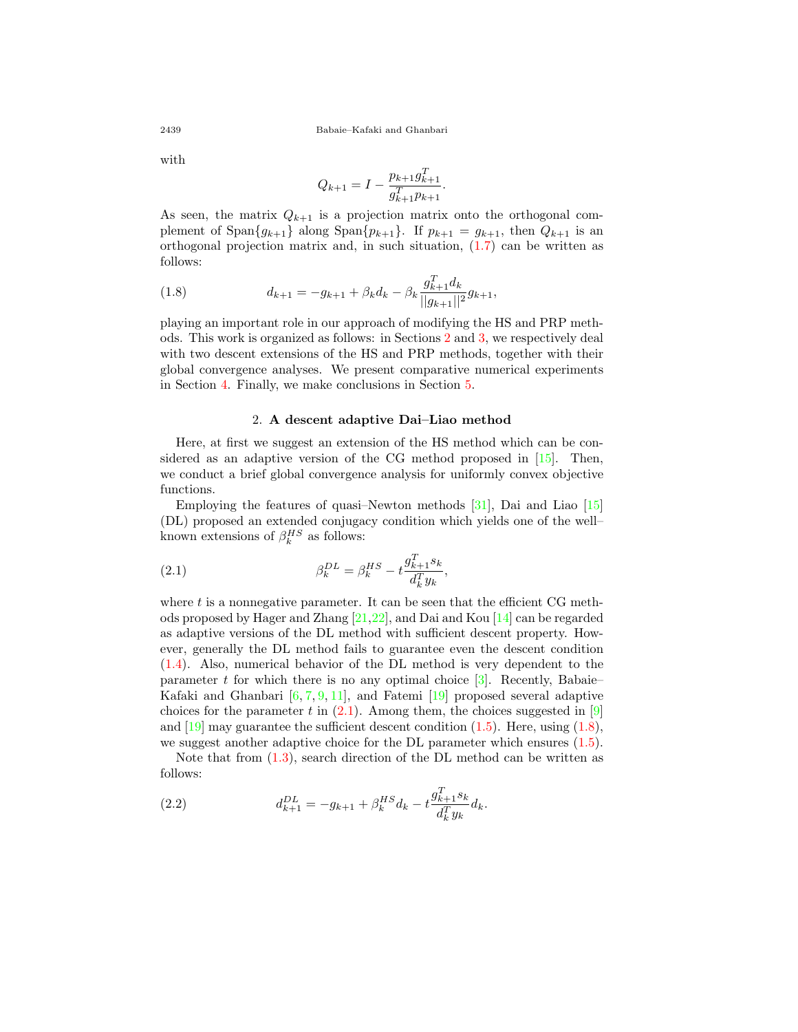with

$$Q_{k+1} = I - \frac{p_{k+1} g_{k+1}^T}{g_{k+1}^T p_{k+1}}.$$

As seen, the matrix $Q_{k+1}$ is a projection matrix onto the orthogonal complement of Span$\{g_{k+1}\}$ along Span$\{p_{k+1}\}$. If $p_{k+1} = g_{k+1}$, then $Q_{k+1}$ is an orthogonal projection matrix and, in such situation, (1.7) can be written as follows:

$$d_{k+1} = -g_{k+1} + \beta_k d_k - \beta_k \frac{g_{k+1}^T d_k}{||g_{k+1}||^2} g_{k+1}, \tag{1.8}$$

playing an important role in our approach of modifying the HS and PRP methods. This work is organized as follows: in Sections 2 and 3, we respectively deal with two descent extensions of the HS and PRP methods, together with their global convergence analyses. We present comparative numerical experiments in Section 4. Finally, we make conclusions in Section 5.

## 2. A descent adaptive Dai–Liao method

Here, at first we suggest an extension of the HS method which can be considered as an adaptive version of the CG method proposed in [15]. Then, we conduct a brief global convergence analysis for uniformly convex objective functions.

Employing the features of quasi–Newton methods [31], Dai and Liao [15] (DL) proposed an extended conjugacy condition which yields one of the well–known extensions of $\beta_k^{HS}$ as follows:

$$\beta_k^{DL} = \beta_k^{HS} - t \frac{g_{k+1}^T s_k}{d_k^T y_k}, \tag{2.1}$$

where $t$ is a nonnegative parameter. It can be seen that the efficient CG methods proposed by Hager and Zhang [21,22], and Dai and Kou [14] can be regarded as adaptive versions of the DL method with sufficient descent property. However, generally the DL method fails to guarantee even the descent condition (1.4). Also, numerical behavior of the DL method is very dependent to the parameter $t$ for which there is no any optimal choice [3]. Recently, Babaie–Kafaki and Ghanbari [6, 7, 9, 11], and Fatemi [19] proposed several adaptive choices for the parameter $t$ in (2.1). Among them, the choices suggested in [9] and [19] may guarantee the sufficient descent condition (1.5). Here, using (1.8), we suggest another adaptive choice for the DL parameter which ensures (1.5).

Note that from (1.3), search direction of the DL method can be written as follows:

$$d_{k+1}^{DL} = -g_{k+1} + \beta_k^{HS} d_k - t \frac{g_{k+1}^T s_k}{d_k^T y_k} d_k. \tag{2.2}$$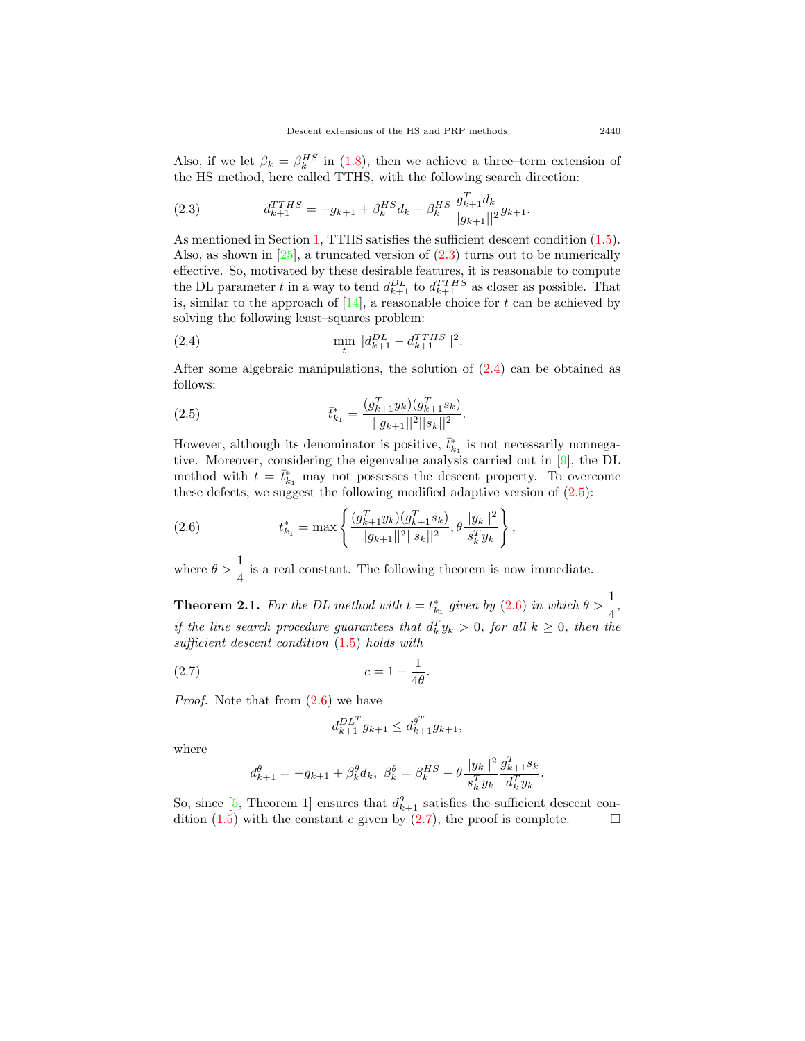Also, if we let $\beta_k = \beta_k^{HS}$ in (1.8), then we achieve a three–term extension of the HS method, here called TTHS, with the following search direction:

$$d_{k+1}^{TTHS} = -g_{k+1} + \beta_k^{HS} d_k - \beta_k^{HS} \frac{g_{k+1}^T d_k}{||g_{k+1}||^2} g_{k+1}. \tag{2.3}$$

As mentioned in Section 1, TTHS satisfies the sufficient descent condition (1.5). Also, as shown in [25], a truncated version of (2.3) turns out to be numerically effective. So, motivated by these desirable features, it is reasonable to compute the DL parameter $t$ in a way to tend $d_{k+1}^{DL}$ to $d_{k+1}^{TTHS}$ as closer as possible. That is, similar to the approach of [14], a reasonable choice for $t$ can be achieved by solving the following least–squares problem:

$$\min_t ||d_{k+1}^{DL} - d_{k+1}^{TTHS}||^2. \tag{2.4}$$

After some algebraic manipulations, the solution of (2.4) can be obtained as follows:

$$\bar{t}_{k_1}^* = \frac{(g_{k+1}^T y_k)(g_{k+1}^T s_k)}{||g_{k+1}||^2 ||s_k||^2}. \tag{2.5}$$

However, although its denominator is positive, $\bar{t}_{k_1}^*$ is not necessarily nonnegative. Moreover, considering the eigenvalue analysis carried out in [9], the DL method with $t = \bar{t}_{k_1}^*$ may not possesses the descent property. To overcome these defects, we suggest the following modified adaptive version of (2.5):

$$t_{k_1}^* = \max\left\{ \frac{(g_{k+1}^T y_k)(g_{k+1}^T s_k)}{||g_{k+1}||^2 ||s_k||^2}, \theta \frac{||y_k||^2}{s_k^T y_k} \right\}, \tag{2.6}$$

where $\theta > \dfrac{1}{4}$ is a real constant. The following theorem is now immediate.

**Theorem 2.1.** *For the DL method with $t = t_{k_1}^*$ given by (2.6) in which $\theta > \dfrac{1}{4}$, if the line search procedure guarantees that $d_k^T y_k > 0$, for all $k \geq 0$, then the sufficient descent condition (1.5) holds with*

$$c = 1 - \frac{1}{4\theta}. \tag{2.7}$$

*Proof.* Note that from (2.6) we have

$$d_{k+1}^{DL^T} g_{k+1} \leq d_{k+1}^{\theta^T} g_{k+1},$$

where

$$d_{k+1}^{\theta} = -g_{k+1} + \beta_k^{\theta} d_k, \ \beta_k^{\theta} = \beta_k^{HS} - \theta \frac{||y_k||^2}{s_k^T y_k} \frac{g_{k+1}^T s_k}{d_k^T y_k}.$$

So, since [5, Theorem 1] ensures that $d_{k+1}^{\theta}$ satisfies the sufficient descent condition (1.5) with the constant $c$ given by (2.7), the proof is complete. □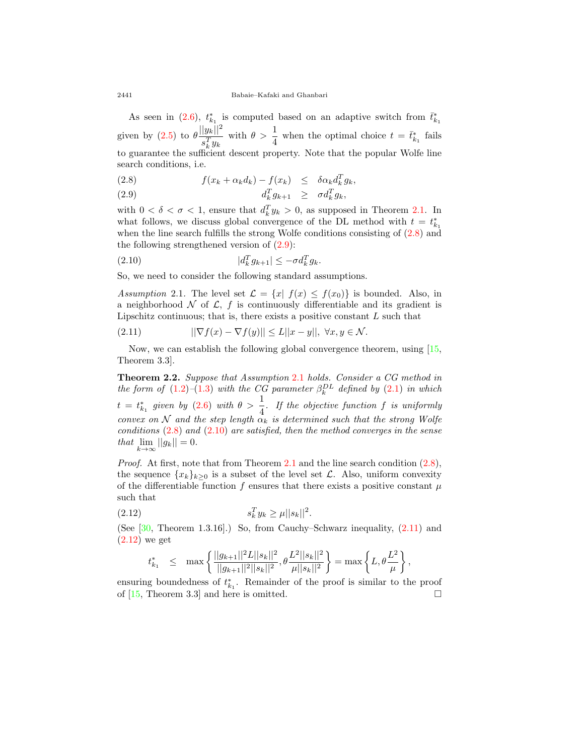As seen in (2.6), $t^*_{k_1}$ is computed based on an adaptive switch from $\bar{t}^*_{k_1}$ given by (2.5) to $\theta\frac{||y_k||^2}{s_k^T y_k}$ with $\theta > \frac{1}{4}$ when the optimal choice $t = \bar{t}^*_{k_1}$ fails to guarantee the sufficient descent property. Note that the popular Wolfe line search conditions, i.e.

$$f(x_k + \alpha_k d_k) - f(x_k) \leq \delta \alpha_k d_k^T g_k, \tag{2.8}$$

$$d_k^T g_{k+1} \geq \sigma d_k^T g_k, \tag{2.9}$$

with $0 < \delta < \sigma < 1$, ensure that $d_k^T y_k > 0$, as supposed in Theorem 2.1. In what follows, we discuss global convergence of the DL method with $t = t^*_{k_1}$ when the line search fulfills the strong Wolfe conditions consisting of (2.8) and the following strengthened version of (2.9):

$$|d_k^T g_{k+1}| \leq -\sigma d_k^T g_k. \tag{2.10}$$

So, we need to consider the following standard assumptions.

*Assumption* 2.1. The level set $\mathcal{L} = \{x|\ f(x) \leq f(x_0)\}$ is bounded. Also, in a neighborhood $\mathcal{N}$ of $\mathcal{L}$, $f$ is continuously differentiable and its gradient is Lipschitz continuous; that is, there exists a positive constant $L$ such that

$$||\nabla f(x) - \nabla f(y)|| \leq L||x - y||,\ \forall x, y \in \mathcal{N}. \tag{2.11}$$

Now, we can establish the following global convergence theorem, using [15, Theorem 3.3].

**Theorem 2.2.** *Suppose that Assumption 2.1 holds. Consider a CG method in the form of (1.2)–(1.3) with the CG parameter $\beta_k^{DL}$ defined by (2.1) in which $t = t^*_{k_1}$ given by (2.6) with $\theta > \frac{1}{4}$. If the objective function $f$ is uniformly convex on $\mathcal{N}$ and the step length $\alpha_k$ is determined such that the strong Wolfe conditions (2.8) and (2.10) are satisfied, then the method converges in the sense that $\lim_{k\to\infty} ||g_k|| = 0$.*

*Proof.* At first, note that from Theorem 2.1 and the line search condition (2.8), the sequence $\{x_k\}_{k\geq 0}$ is a subset of the level set $\mathcal{L}$. Also, uniform convexity of the differentiable function $f$ ensures that there exists a positive constant $\mu$ such that

$$s_k^T y_k \geq \mu ||s_k||^2. \tag{2.12}$$

(See [30, Theorem 1.3.16].) So, from Cauchy–Schwarz inequality, (2.11) and (2.12) we get

$$t^*_{k_1} \leq \max\left\{\frac{||g_{k+1}||^2 L||s_k||^2}{||g_{k+1}||^2||s_k||^2}, \theta\frac{L^2||s_k||^2}{\mu||s_k||^2}\right\} = \max\left\{L, \theta\frac{L^2}{\mu}\right\},$$

ensuring boundedness of $t^*_{k_1}$. Remainder of the proof is similar to the proof of [15, Theorem 3.3] and here is omitted. □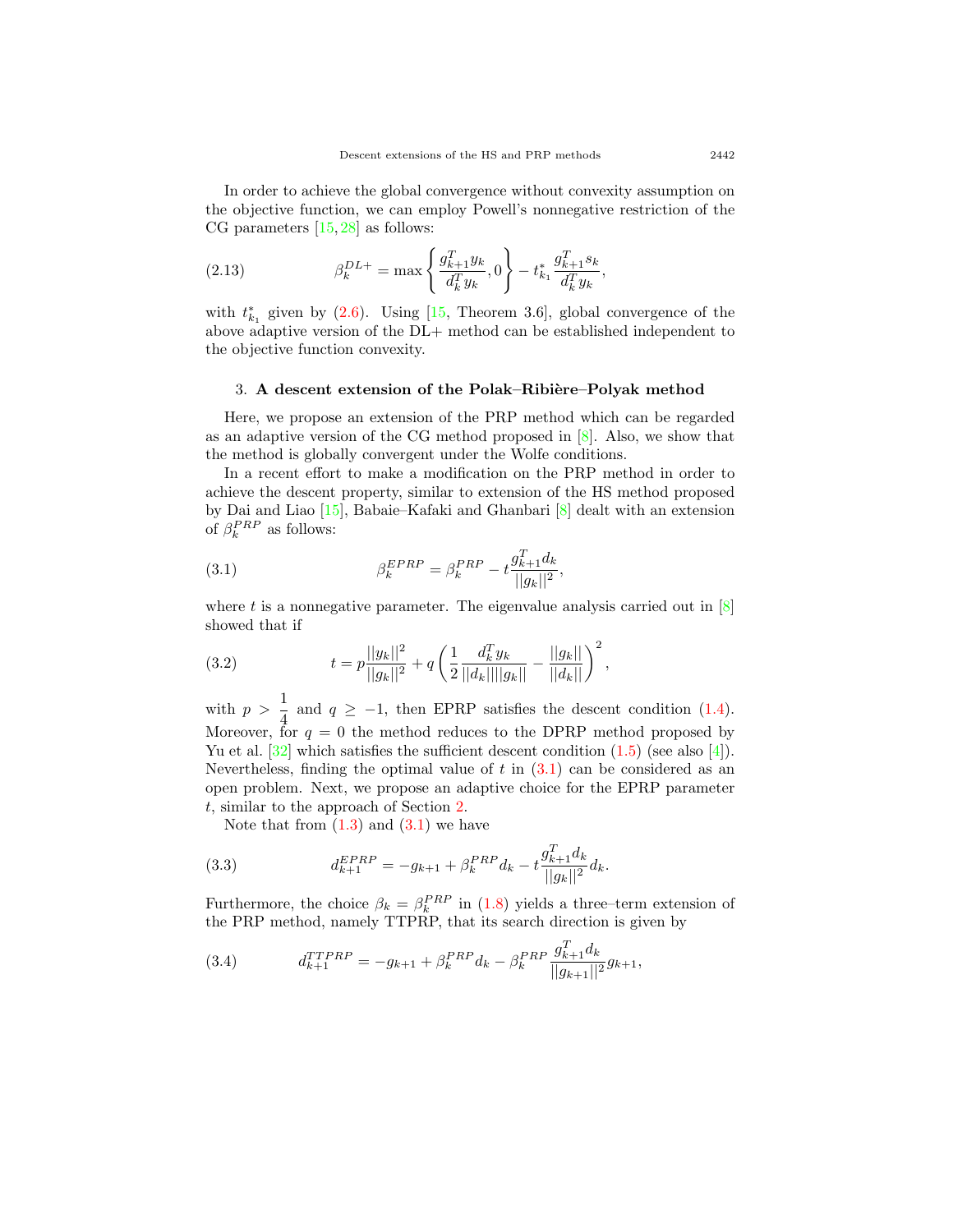In order to achieve the global convergence without convexity assumption on the objective function, we can employ Powell's nonnegative restriction of the CG parameters [15, 28] as follows:

$$\beta_k^{DL+} = \max\left\{\frac{g_{k+1}^T y_k}{d_k^T y_k}, 0\right\} - t_{k_1}^* \frac{g_{k+1}^T s_k}{d_k^T y_k}, \tag{2.13}$$

with $t_{k_1}^*$ given by (2.6). Using [15, Theorem 3.6], global convergence of the above adaptive version of the DL+ method can be established independent to the objective function convexity.

## 3. A descent extension of the Polak–Ribière–Polyak method

Here, we propose an extension of the PRP method which can be regarded as an adaptive version of the CG method proposed in [8]. Also, we show that the method is globally convergent under the Wolfe conditions.

In a recent effort to make a modification on the PRP method in order to achieve the descent property, similar to extension of the HS method proposed by Dai and Liao [15], Babaie–Kafaki and Ghanbari [8] dealt with an extension of $\beta_k^{PRP}$ as follows:

$$\beta_k^{EPRP} = \beta_k^{PRP} - t\frac{g_{k+1}^T d_k}{||g_k||^2}, \tag{3.1}$$

where $t$ is a nonnegative parameter. The eigenvalue analysis carried out in [8] showed that if

$$t = p\frac{||y_k||^2}{||g_k||^2} + q\left(\frac{1}{2}\frac{d_k^T y_k}{||d_k||||g_k||} - \frac{||g_k||}{||d_k||}\right)^2, \tag{3.2}$$

with $p > \dfrac{1}{4}$ and $q \geq -1$, then EPRP satisfies the descent condition (1.4). Moreover, for $q = 0$ the method reduces to the DPRP method proposed by Yu et al. [32] which satisfies the sufficient descent condition (1.5) (see also [4]). Nevertheless, finding the optimal value of $t$ in (3.1) can be considered as an open problem. Next, we propose an adaptive choice for the EPRP parameter $t$, similar to the approach of Section 2.

Note that from (1.3) and (3.1) we have

$$d_{k+1}^{EPRP} = -g_{k+1} + \beta_k^{PRP} d_k - t\frac{g_{k+1}^T d_k}{||g_k||^2} d_k. \tag{3.3}$$

Furthermore, the choice $\beta_k = \beta_k^{PRP}$ in (1.8) yields a three–term extension of the PRP method, namely TTPRP, that its search direction is given by

$$d_{k+1}^{TTPRP} = -g_{k+1} + \beta_k^{PRP} d_k - \beta_k^{PRP}\frac{g_{k+1}^T d_k}{||g_{k+1}||^2} g_{k+1}, \tag{3.4}$$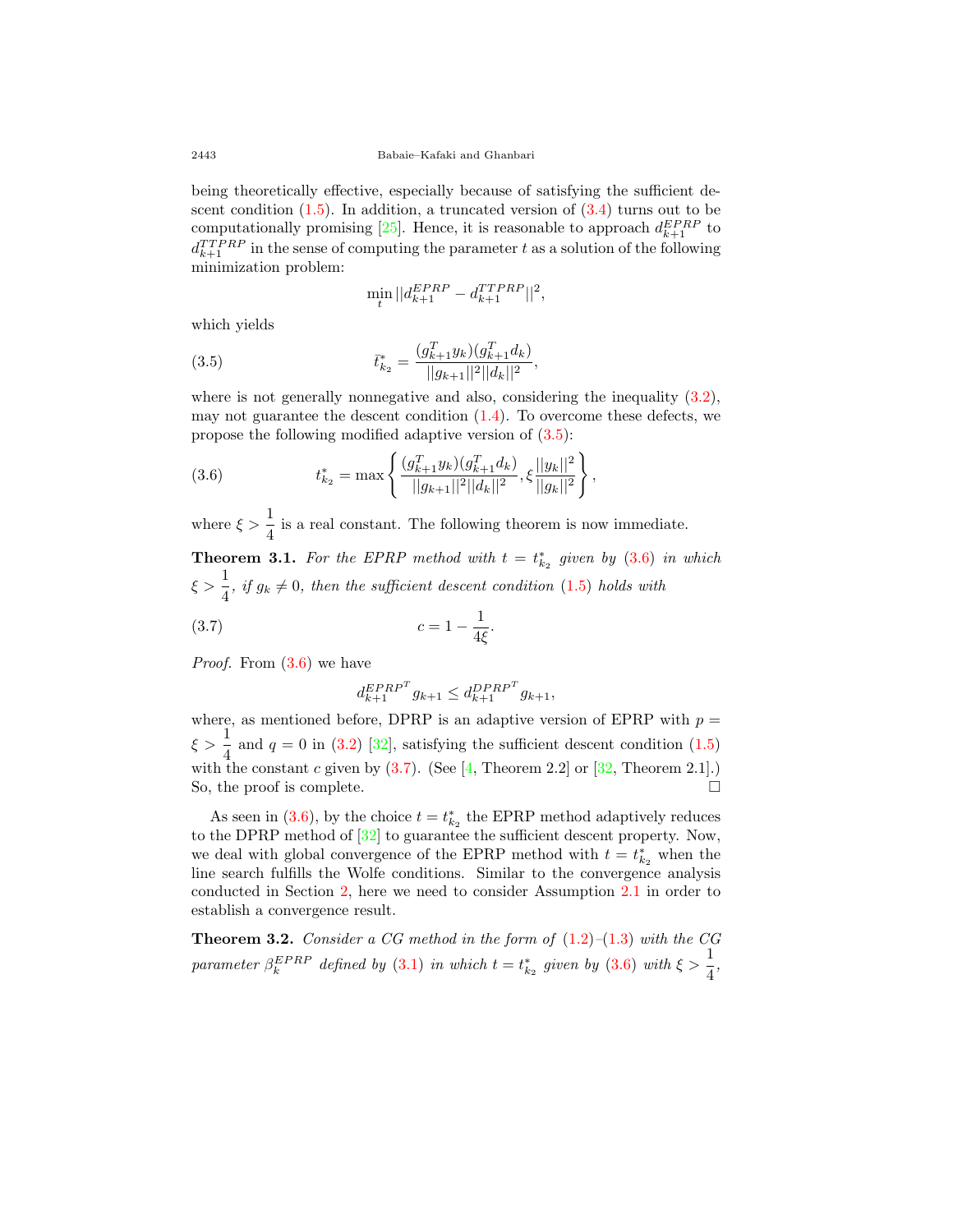being theoretically effective, especially because of satisfying the sufficient descent condition (1.5). In addition, a truncated version of (3.4) turns out to be computationally promising [25]. Hence, it is reasonable to approach $d_{k+1}^{EPRP}$ to $d_{k+1}^{TTPRP}$ in the sense of computing the parameter $t$ as a solution of the following minimization problem:

$$\min_{t} ||d_{k+1}^{EPRP} - d_{k+1}^{TTPRP}||^2,$$

which yields

$$\bar{t}_{k_2}^{*} = \frac{(g_{k+1}^T y_k)(g_{k+1}^T d_k)}{||g_{k+1}||^2 ||d_k||^2}, \tag{3.5}$$

where is not generally nonnegative and also, considering the inequality (3.2), may not guarantee the descent condition (1.4). To overcome these defects, we propose the following modified adaptive version of (3.5):

$$t_{k_2}^{*} = \max\left\{ \frac{(g_{k+1}^T y_k)(g_{k+1}^T d_k)}{||g_{k+1}||^2 ||d_k||^2}, \xi \frac{||y_k||^2}{||g_k||^2} \right\}, \tag{3.6}$$

where $\xi > \dfrac{1}{4}$ is a real constant. The following theorem is now immediate.

**Theorem 3.1.** *For the EPRP method with $t = t_{k_2}^{*}$ given by (3.6) in which $\xi > \dfrac{1}{4}$, if $g_k \neq 0$, then the sufficient descent condition (1.5) holds with*

$$c = 1 - \frac{1}{4\xi}. \tag{3.7}$$

*Proof.* From (3.6) we have

$$d_{k+1}^{EPRP^T} g_{k+1} \leq d_{k+1}^{DPRP^T} g_{k+1},$$

where, as mentioned before, DPRP is an adaptive version of EPRP with $p = \xi > \dfrac{1}{4}$ and $q = 0$ in (3.2) [32], satisfying the sufficient descent condition (1.5) with the constant $c$ given by (3.7). (See [4, Theorem 2.2] or [32, Theorem 2.1].) So, the proof is complete. □

As seen in (3.6), by the choice $t = t_{k_2}^{*}$ the EPRP method adaptively reduces to the DPRP method of [32] to guarantee the sufficient descent property. Now, we deal with global convergence of the EPRP method with $t = t_{k_2}^{*}$ when the line search fulfills the Wolfe conditions. Similar to the convergence analysis conducted in Section 2, here we need to consider Assumption 2.1 in order to establish a convergence result.

**Theorem 3.2.** *Consider a CG method in the form of (1.2)–(1.3) with the CG parameter $\beta_k^{EPRP}$ defined by (3.1) in which $t = t_{k_2}^{*}$ given by (3.6) with $\xi > \dfrac{1}{4}$,*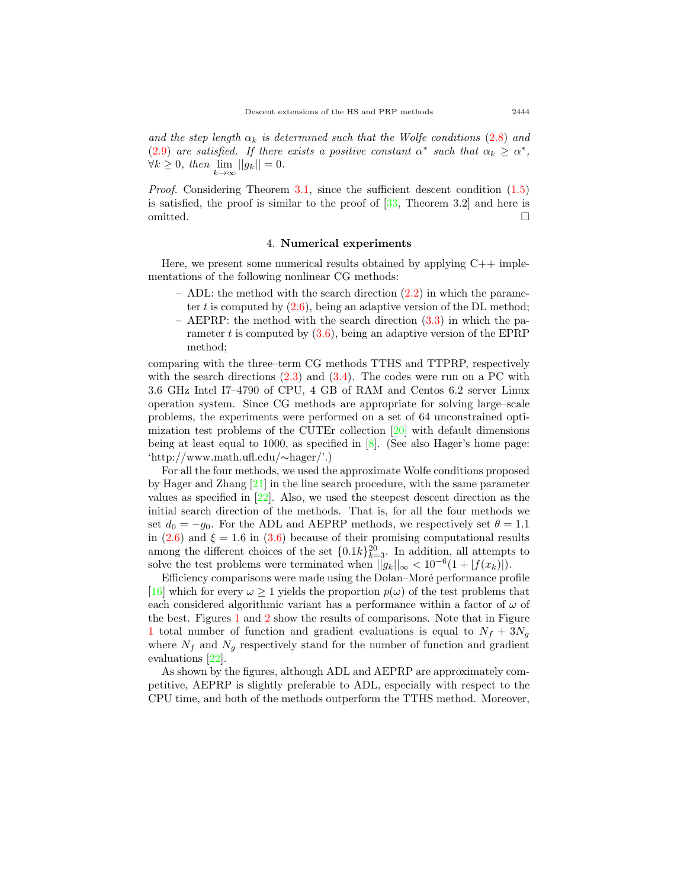*and the step length $\alpha_k$ is determined such that the Wolfe conditions (2.8) and (2.9) are satisfied. If there exists a positive constant $\alpha^*$ such that $\alpha_k \geq \alpha^*$, $\forall k \geq 0$, then $\lim_{k\to\infty} ||g_k|| = 0$.*

*Proof.* Considering Theorem 3.1, since the sufficient descent condition (1.5) is satisfied, the proof is similar to the proof of [33, Theorem 3.2] and here is omitted. □

## 4. Numerical experiments

Here, we present some numerical results obtained by applying C++ implementations of the following nonlinear CG methods:

- ADL: the method with the search direction (2.2) in which the parameter $t$ is computed by (2.6), being an adaptive version of the DL method;
- AEPRP: the method with the search direction (3.3) in which the parameter $t$ is computed by (3.6), being an adaptive version of the EPRP method;

comparing with the three–term CG methods TTHS and TTPRP, respectively with the search directions (2.3) and (3.4). The codes were run on a PC with 3.6 GHz Intel I7–4790 of CPU, 4 GB of RAM and Centos 6.2 server Linux operation system. Since CG methods are appropriate for solving large–scale problems, the experiments were performed on a set of 64 unconstrained optimization test problems of the CUTEr collection [20] with default dimensions being at least equal to 1000, as specified in [8]. (See also Hager's home page: 'http://www.math.ufl.edu/∼hager/'.)

For all the four methods, we used the approximate Wolfe conditions proposed by Hager and Zhang [21] in the line search procedure, with the same parameter values as specified in [22]. Also, we used the steepest descent direction as the initial search direction of the methods. That is, for all the four methods we set $d_0 = -g_0$. For the ADL and AEPRP methods, we respectively set $\theta = 1.1$ in (2.6) and $\xi = 1.6$ in (3.6) because of their promising computational results among the different choices of the set $\{0.1k\}_{k=3}^{20}$. In addition, all attempts to solve the test problems were terminated when $||g_k||_\infty < 10^{-6}(1 + |f(x_k)|)$.

Efficiency comparisons were made using the Dolan–Moré performance profile [16] which for every $\omega \geq 1$ yields the proportion $p(\omega)$ of the test problems that each considered algorithmic variant has a performance within a factor of $\omega$ of the best. Figures 1 and 2 show the results of comparisons. Note that in Figure 1 total number of function and gradient evaluations is equal to $N_f + 3N_g$ where $N_f$ and $N_g$ respectively stand for the number of function and gradient evaluations [22].

As shown by the figures, although ADL and AEPRP are approximately competitive, AEPRP is slightly preferable to ADL, especially with respect to the CPU time, and both of the methods outperform the TTHS method. Moreover,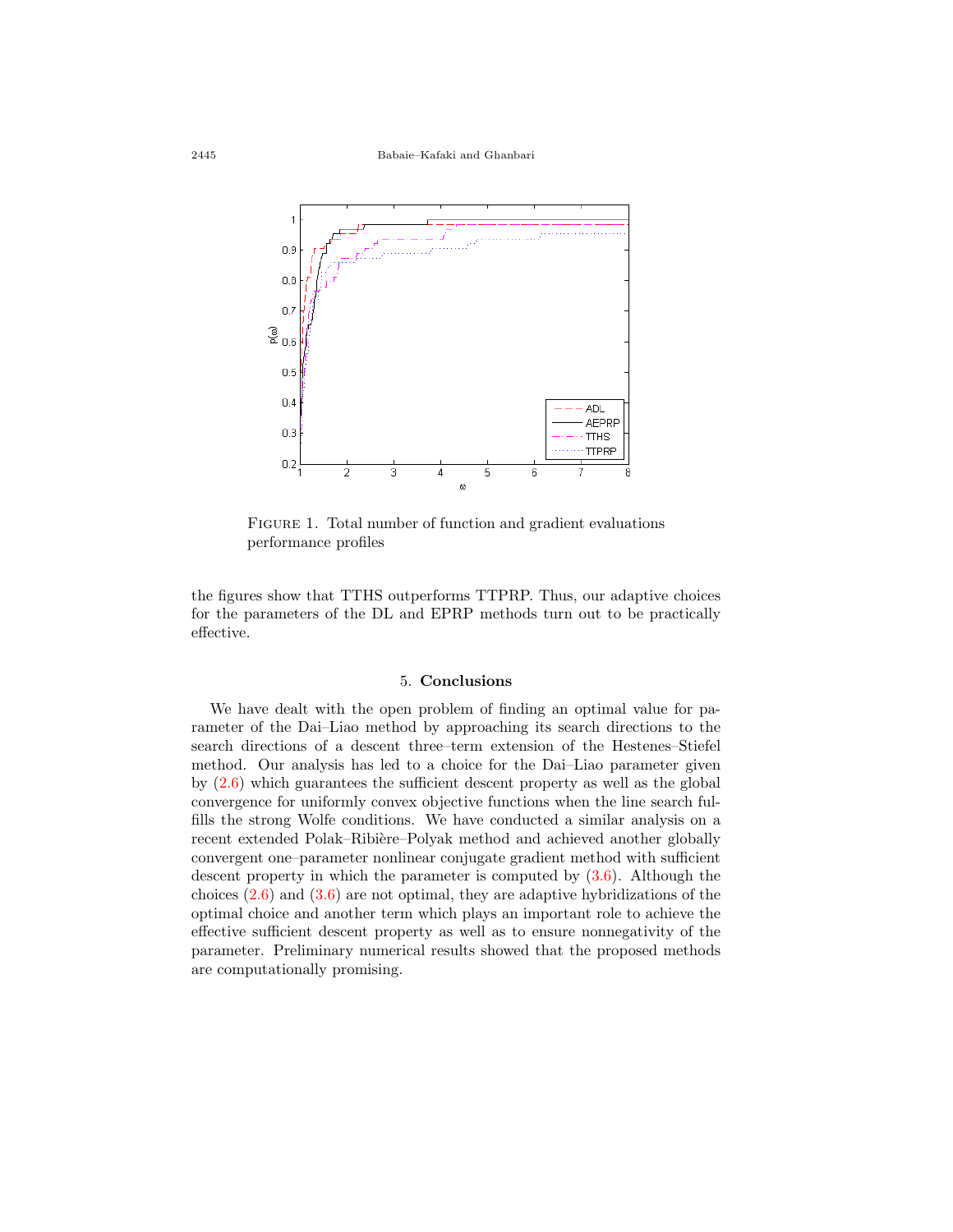FIGURE 1. Total number of function and gradient evaluations performance profiles

the figures show that TTHS outperforms TTPRP. Thus, our adaptive choices for the parameters of the DL and EPRP methods turn out to be practically effective.

## 5. Conclusions

We have dealt with the open problem of finding an optimal value for parameter of the Dai–Liao method by approaching its search directions to the search directions of a descent three–term extension of the Hestenes–Stiefel method. Our analysis has led to a choice for the Dai–Liao parameter given by (2.6) which guarantees the sufficient descent property as well as the global convergence for uniformly convex objective functions when the line search fulfills the strong Wolfe conditions. We have conducted a similar analysis on a recent extended Polak–Ribière–Polyak method and achieved another globally convergent one–parameter nonlinear conjugate gradient method with sufficient descent property in which the parameter is computed by (3.6). Although the choices (2.6) and (3.6) are not optimal, they are adaptive hybridizations of the optimal choice and another term which plays an important role to achieve the effective sufficient descent property as well as to ensure nonnegativity of the parameter. Preliminary numerical results showed that the proposed methods are computationally promising.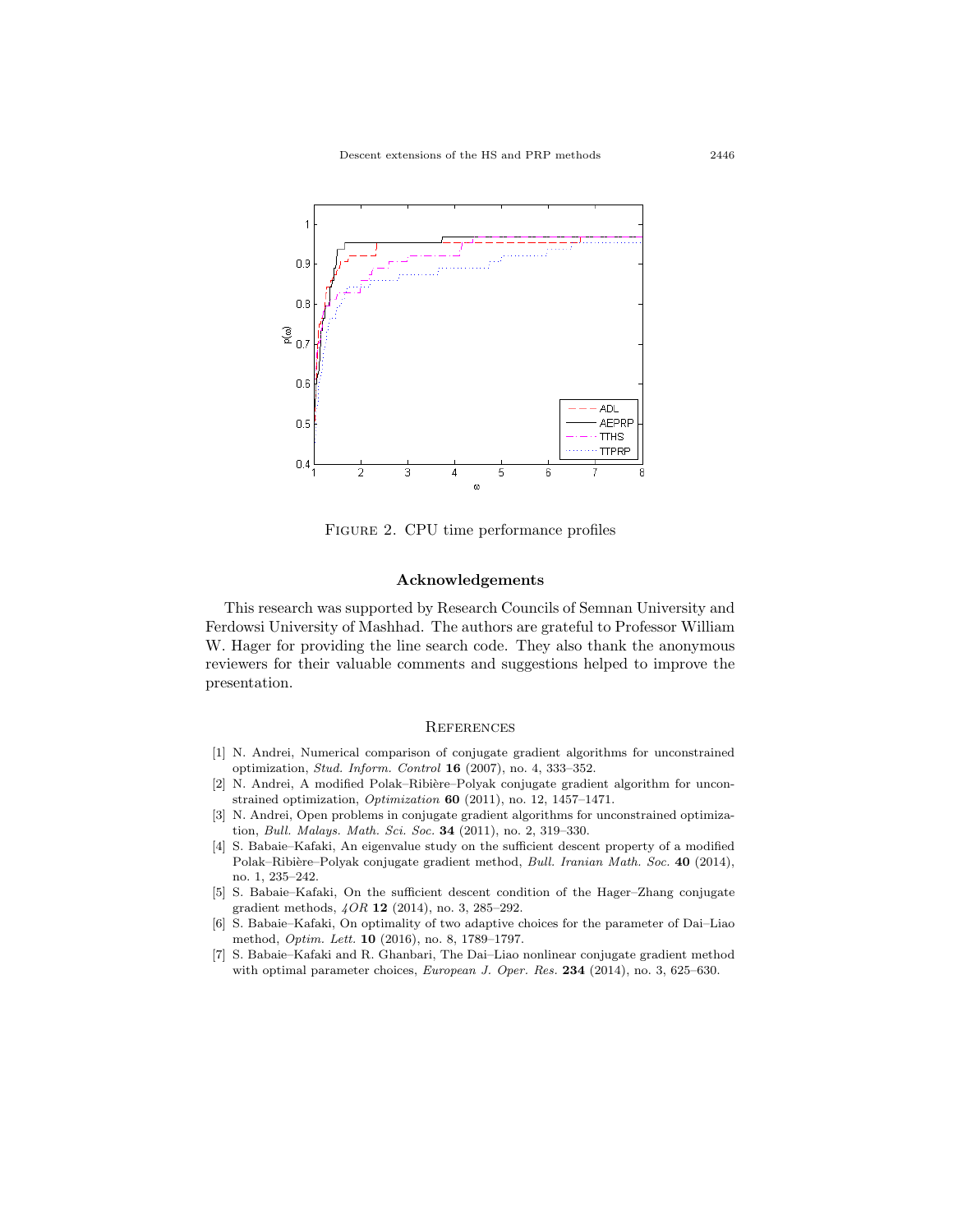Figure 2. CPU time performance profiles

## Acknowledgements

This research was supported by Research Councils of Semnan University and Ferdowsi University of Mashhad. The authors are grateful to Professor William W. Hager for providing the line search code. They also thank the anonymous reviewers for their valuable comments and suggestions helped to improve the presentation.

## References

[1] N. Andrei, Numerical comparison of conjugate gradient algorithms for unconstrained optimization, *Stud. Inform. Control* **16** (2007), no. 4, 333–352.

[2] N. Andrei, A modified Polak–Ribière–Polyak conjugate gradient algorithm for unconstrained optimization, *Optimization* **60** (2011), no. 12, 1457–1471.

[3] N. Andrei, Open problems in conjugate gradient algorithms for unconstrained optimization, *Bull. Malays. Math. Sci. Soc.* **34** (2011), no. 2, 319–330.

[4] S. Babaie–Kafaki, An eigenvalue study on the sufficient descent property of a modified Polak–Ribière–Polyak conjugate gradient method, *Bull. Iranian Math. Soc.* **40** (2014), no. 1, 235–242.

[5] S. Babaie–Kafaki, On the sufficient descent condition of the Hager–Zhang conjugate gradient methods, *4OR* **12** (2014), no. 3, 285–292.

[6] S. Babaie–Kafaki, On optimality of two adaptive choices for the parameter of Dai–Liao method, *Optim. Lett.* **10** (2016), no. 8, 1789–1797.

[7] S. Babaie–Kafaki and R. Ghanbari, The Dai–Liao nonlinear conjugate gradient method with optimal parameter choices, *European J. Oper. Res.* **234** (2014), no. 3, 625–630.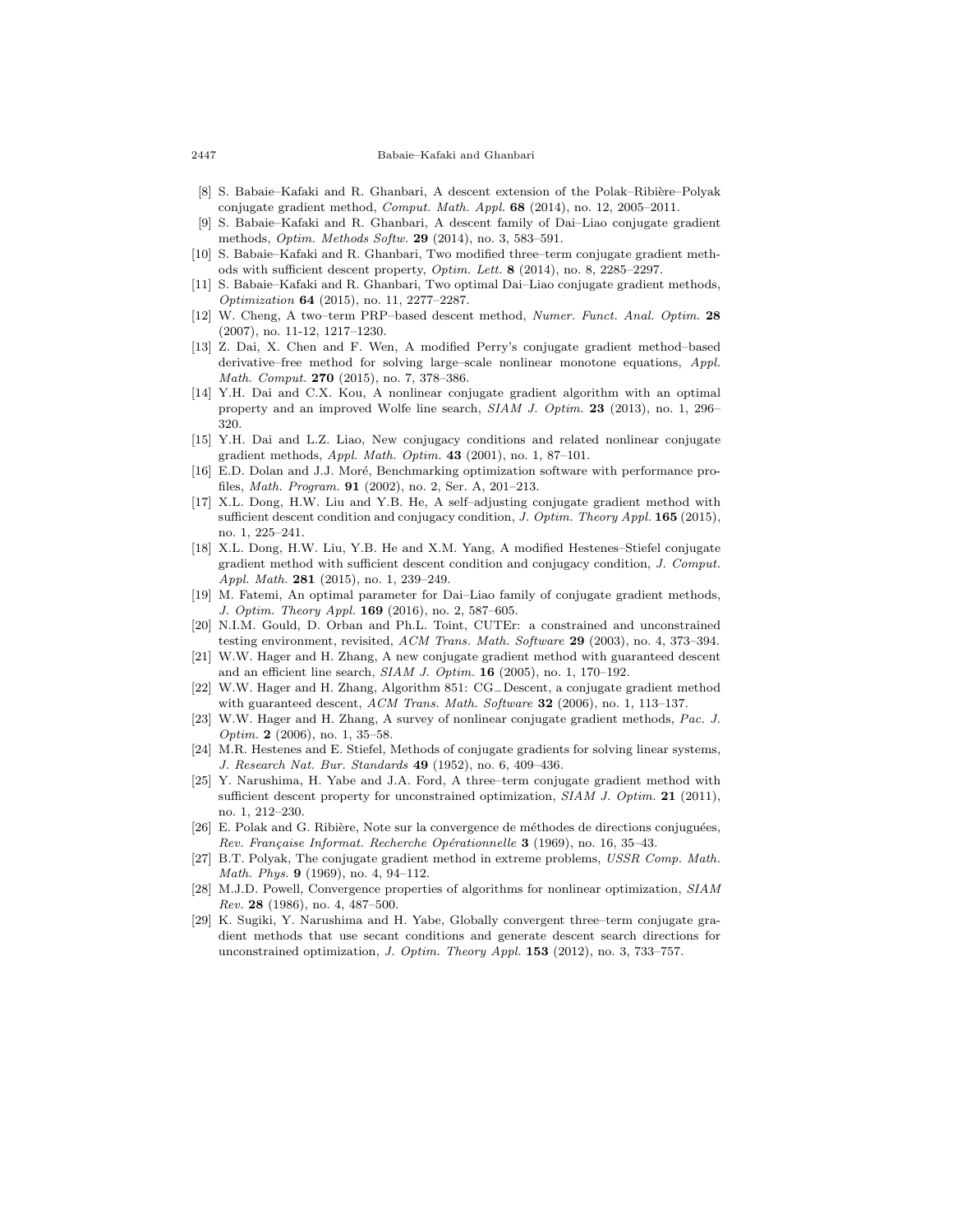[8] S. Babaie–Kafaki and R. Ghanbari, A descent extension of the Polak–Ribière–Polyak conjugate gradient method, *Comput. Math. Appl.* **68** (2014), no. 12, 2005–2011.

[9] S. Babaie–Kafaki and R. Ghanbari, A descent family of Dai–Liao conjugate gradient methods, *Optim. Methods Softw.* **29** (2014), no. 3, 583–591.

[10] S. Babaie–Kafaki and R. Ghanbari, Two modified three–term conjugate gradient methods with sufficient descent property, *Optim. Lett.* **8** (2014), no. 8, 2285–2297.

[11] S. Babaie–Kafaki and R. Ghanbari, Two optimal Dai–Liao conjugate gradient methods, *Optimization* **64** (2015), no. 11, 2277–2287.

[12] W. Cheng, A two–term PRP–based descent method, *Numer. Funct. Anal. Optim.* **28** (2007), no. 11-12, 1217–1230.

[13] Z. Dai, X. Chen and F. Wen, A modified Perry's conjugate gradient method–based derivative–free method for solving large–scale nonlinear monotone equations, *Appl. Math. Comput.* **270** (2015), no. 7, 378–386.

[14] Y.H. Dai and C.X. Kou, A nonlinear conjugate gradient algorithm with an optimal property and an improved Wolfe line search, *SIAM J. Optim.* **23** (2013), no. 1, 296–320.

[15] Y.H. Dai and L.Z. Liao, New conjugacy conditions and related nonlinear conjugate gradient methods, *Appl. Math. Optim.* **43** (2001), no. 1, 87–101.

[16] E.D. Dolan and J.J. Moré, Benchmarking optimization software with performance profiles, *Math. Program.* **91** (2002), no. 2, Ser. A, 201–213.

[17] X.L. Dong, H.W. Liu and Y.B. He, A self–adjusting conjugate gradient method with sufficient descent condition and conjugacy condition, *J. Optim. Theory Appl.* **165** (2015), no. 1, 225–241.

[18] X.L. Dong, H.W. Liu, Y.B. He and X.M. Yang, A modified Hestenes–Stiefel conjugate gradient method with sufficient descent condition and conjugacy condition, *J. Comput. Appl. Math.* **281** (2015), no. 1, 239–249.

[19] M. Fatemi, An optimal parameter for Dai–Liao family of conjugate gradient methods, *J. Optim. Theory Appl.* **169** (2016), no. 2, 587–605.

[20] N.I.M. Gould, D. Orban and Ph.L. Toint, CUTEr: a constrained and unconstrained testing environment, revisited, *ACM Trans. Math. Software* **29** (2003), no. 4, 373–394.

[21] W.W. Hager and H. Zhang, A new conjugate gradient method with guaranteed descent and an efficient line search, *SIAM J. Optim.* **16** (2005), no. 1, 170–192.

[22] W.W. Hager and H. Zhang, Algorithm 851: CG_Descent, a conjugate gradient method with guaranteed descent, *ACM Trans. Math. Software* **32** (2006), no. 1, 113–137.

[23] W.W. Hager and H. Zhang, A survey of nonlinear conjugate gradient methods, *Pac. J. Optim.* **2** (2006), no. 1, 35–58.

[24] M.R. Hestenes and E. Stiefel, Methods of conjugate gradients for solving linear systems, *J. Research Nat. Bur. Standards* **49** (1952), no. 6, 409–436.

[25] Y. Narushima, H. Yabe and J.A. Ford, A three–term conjugate gradient method with sufficient descent property for unconstrained optimization, *SIAM J. Optim.* **21** (2011), no. 1, 212–230.

[26] E. Polak and G. Ribière, Note sur la convergence de méthodes de directions conjuguées, *Rev. Française Informat. Recherche Opérationnelle* **3** (1969), no. 16, 35–43.

[27] B.T. Polyak, The conjugate gradient method in extreme problems, *USSR Comp. Math. Math. Phys.* **9** (1969), no. 4, 94–112.

[28] M.J.D. Powell, Convergence properties of algorithms for nonlinear optimization, *SIAM Rev.* **28** (1986), no. 4, 487–500.

[29] K. Sugiki, Y. Narushima and H. Yabe, Globally convergent three–term conjugate gradient methods that use secant conditions and generate descent search directions for unconstrained optimization, *J. Optim. Theory Appl.* **153** (2012), no. 3, 733–757.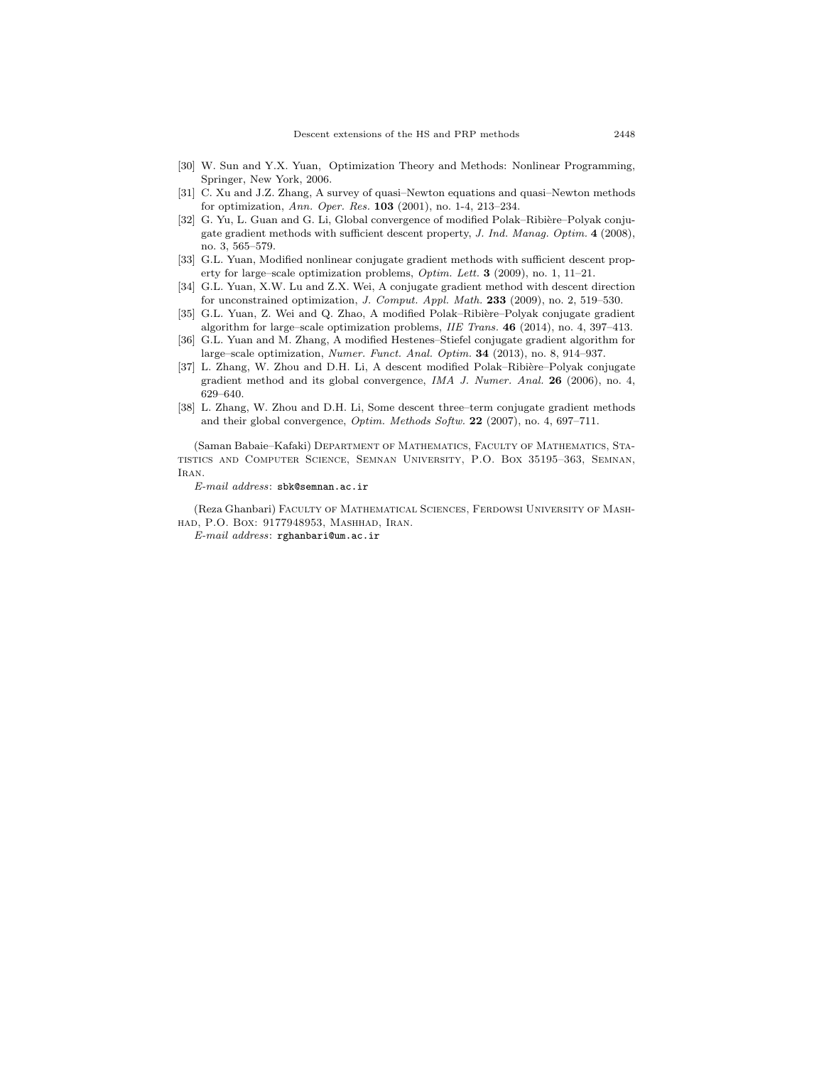[30] W. Sun and Y.X. Yuan, Optimization Theory and Methods: Nonlinear Programming, Springer, New York, 2006.

[31] C. Xu and J.Z. Zhang, A survey of quasi–Newton equations and quasi–Newton methods for optimization, *Ann. Oper. Res.* **103** (2001), no. 1-4, 213–234.

[32] G. Yu, L. Guan and G. Li, Global convergence of modified Polak–Ribière–Polyak conjugate gradient methods with sufficient descent property, *J. Ind. Manag. Optim.* **4** (2008), no. 3, 565–579.

[33] G.L. Yuan, Modified nonlinear conjugate gradient methods with sufficient descent property for large–scale optimization problems, *Optim. Lett.* **3** (2009), no. 1, 11–21.

[34] G.L. Yuan, X.W. Lu and Z.X. Wei, A conjugate gradient method with descent direction for unconstrained optimization, *J. Comput. Appl. Math.* **233** (2009), no. 2, 519–530.

[35] G.L. Yuan, Z. Wei and Q. Zhao, A modified Polak–Ribière–Polyak conjugate gradient algorithm for large–scale optimization problems, *IIE Trans.* **46** (2014), no. 4, 397–413.

[36] G.L. Yuan and M. Zhang, A modified Hestenes–Stiefel conjugate gradient algorithm for large–scale optimization, *Numer. Funct. Anal. Optim.* **34** (2013), no. 8, 914–937.

[37] L. Zhang, W. Zhou and D.H. Li, A descent modified Polak–Ribière–Polyak conjugate gradient method and its global convergence, *IMA J. Numer. Anal.* **26** (2006), no. 4, 629–640.

[38] L. Zhang, W. Zhou and D.H. Li, Some descent three–term conjugate gradient methods and their global convergence, *Optim. Methods Softw.* **22** (2007), no. 4, 697–711.

(Saman Babaie–Kafaki) Department of Mathematics, Faculty of Mathematics, Statistics and Computer Science, Semnan University, P.O. Box 35195–363, Semnan, Iran.

*E-mail address*: sbk@semnan.ac.ir

(Reza Ghanbari) Faculty of Mathematical Sciences, Ferdowsi University of Mashhad, P.O. Box: 9177948953, Mashhad, Iran.

*E-mail address*: rghanbari@um.ac.ir